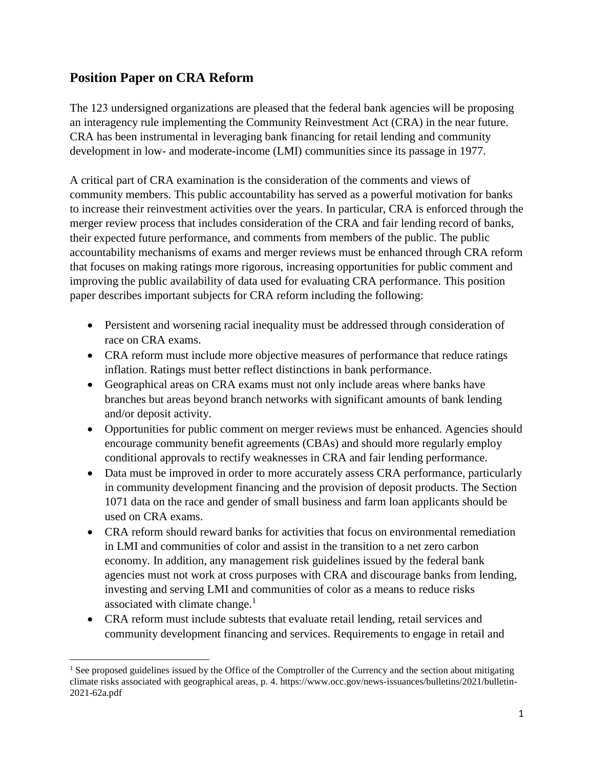## Position Paper on CRA Reform

The 123 undersigned organizations are pleased that the federal bank agencies will be proposing an interagency rule implementing the Community Reinvestment Act (CRA) in the near future. CRA has been instrumental in leveraging bank financing for retail lending and community development in low- and moderate-income (LMI) communities since its passage in 1977.

A critical part of CRA examination is the consideration of the comments and views of community members. This public accountability has served as a powerful motivation for banks to increase their reinvestment activities over the years. In particular, CRA is enforced through the merger review process that includes consideration of the CRA and fair lending record of banks, their expected future performance, and comments from members of the public. The public accountability mechanisms of exams and merger reviews must be enhanced through CRA reform that focuses on making ratings more rigorous, increasing opportunities for public comment and improving the public availability of data used for evaluating CRA performance. This position paper describes important subjects for CRA reform including the following:

- Persistent and worsening racial inequality must be addressed through consideration of race on CRA exams.
- CRA reform must include more objective measures of performance that reduce ratings inflation. Ratings must better reflect distinctions in bank performance.
- Geographical areas on CRA exams must not only include areas where banks have branches but areas beyond branch networks with significant amounts of bank lending and/or deposit activity.
- Opportunities for public comment on merger reviews must be enhanced. Agencies should encourage community benefit agreements (CBAs) and should more regularly employ conditional approvals to rectify weaknesses in CRA and fair lending performance.
- Data must be improved in order to more accurately assess CRA performance, particularly in community development financing and the provision of deposit products. The Section 1071 data on the race and gender of small business and farm loan applicants should be used on CRA exams.
- CRA reform should reward banks for activities that focus on environmental remediation in LMI and communities of color and assist in the transition to a net zero carbon economy. In addition, any management risk guidelines issued by the federal bank agencies must not work at cross purposes with CRA and discourage banks from lending, investing and serving LMI and communities of color as a means to reduce risks associated with climate change.[1]
- CRA reform must include subtests that evaluate retail lending, retail services and community development financing and services. Requirements to engage in retail and

[1] See proposed guidelines issued by the Office of the Comptroller of the Currency and the section about mitigating climate risks associated with geographical areas, p. 4. https://www.occ.gov/news-issuances/bulletins/2021/bulletin-2021-62a.pdf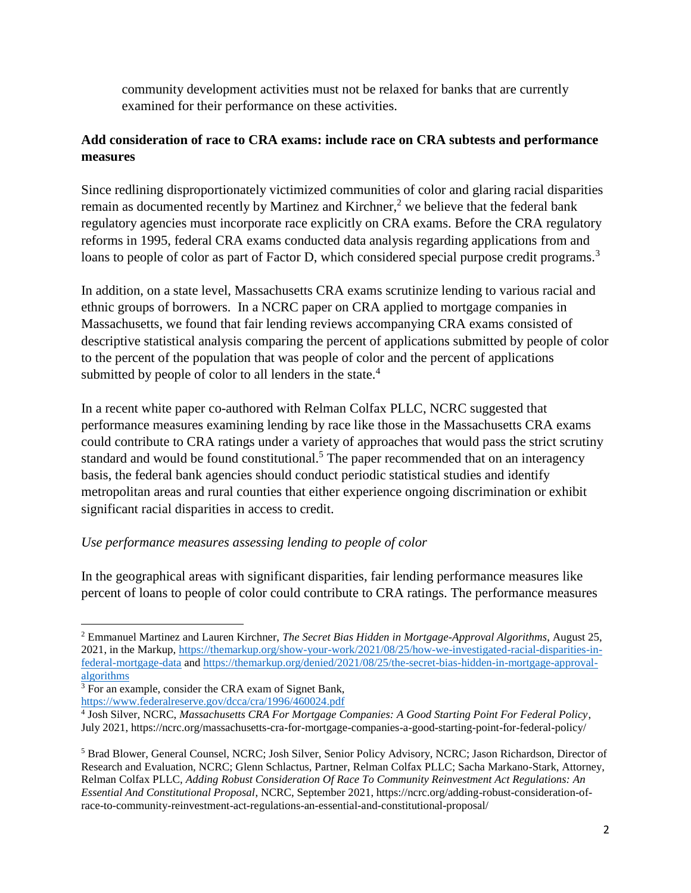community development activities must not be relaxed for banks that are currently examined for their performance on these activities.

**Add consideration of race to CRA exams: include race on CRA subtests and performance measures**

Since redlining disproportionately victimized communities of color and glaring racial disparities remain as documented recently by Martinez and Kirchner,[2] we believe that the federal bank regulatory agencies must incorporate race explicitly on CRA exams. Before the CRA regulatory reforms in 1995, federal CRA exams conducted data analysis regarding applications from and loans to people of color as part of Factor D, which considered special purpose credit programs.[3]

In addition, on a state level, Massachusetts CRA exams scrutinize lending to various racial and ethnic groups of borrowers. In a NCRC paper on CRA applied to mortgage companies in Massachusetts, we found that fair lending reviews accompanying CRA exams consisted of descriptive statistical analysis comparing the percent of applications submitted by people of color to the percent of the population that was people of color and the percent of applications submitted by people of color to all lenders in the state.[4]

In a recent white paper co-authored with Relman Colfax PLLC, NCRC suggested that performance measures examining lending by race like those in the Massachusetts CRA exams could contribute to CRA ratings under a variety of approaches that would pass the strict scrutiny standard and would be found constitutional.[5] The paper recommended that on an interagency basis, the federal bank agencies should conduct periodic statistical studies and identify metropolitan areas and rural counties that either experience ongoing discrimination or exhibit significant racial disparities in access to credit.

*Use performance measures assessing lending to people of color*

In the geographical areas with significant disparities, fair lending performance measures like percent of loans to people of color could contribute to CRA ratings. The performance measures

---

[2] Emmanuel Martinez and Lauren Kirchner, *The Secret Bias Hidden in Mortgage-Approval Algorithms*, August 25, 2021, in the Markup, https://themarkup.org/show-your-work/2021/08/25/how-we-investigated-racial-disparities-in-federal-mortgage-data and https://themarkup.org/denied/2021/08/25/the-secret-bias-hidden-in-mortgage-approval-algorithms

[3] For an example, consider the CRA exam of Signet Bank, https://www.federalreserve.gov/dcca/cra/1996/460024.pdf

[4] Josh Silver, NCRC, *Massachusetts CRA For Mortgage Companies: A Good Starting Point For Federal Policy*, July 2021, https://ncrc.org/massachusetts-cra-for-mortgage-companies-a-good-starting-point-for-federal-policy/

[5] Brad Blower, General Counsel, NCRC; Josh Silver, Senior Policy Advisory, NCRC; Jason Richardson, Director of Research and Evaluation, NCRC; Glenn Schlactus, Partner, Relman Colfax PLLC; Sacha Markano-Stark, Attorney, Relman Colfax PLLC, *Adding Robust Consideration Of Race To Community Reinvestment Act Regulations: An Essential And Constitutional Proposal*, NCRC, September 2021, https://ncrc.org/adding-robust-consideration-of-race-to-community-reinvestment-act-regulations-an-essential-and-constitutional-proposal/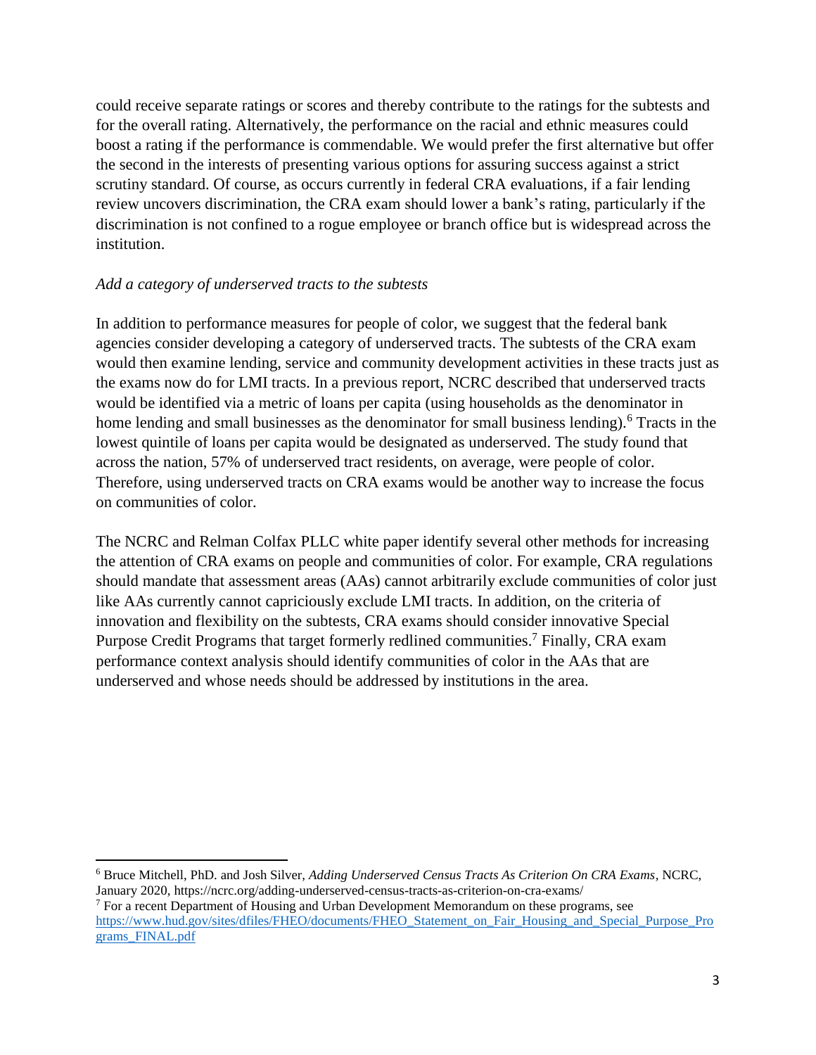could receive separate ratings or scores and thereby contribute to the ratings for the subtests and for the overall rating. Alternatively, the performance on the racial and ethnic measures could boost a rating if the performance is commendable. We would prefer the first alternative but offer the second in the interests of presenting various options for assuring success against a strict scrutiny standard. Of course, as occurs currently in federal CRA evaluations, if a fair lending review uncovers discrimination, the CRA exam should lower a bank's rating, particularly if the discrimination is not confined to a rogue employee or branch office but is widespread across the institution.

*Add a category of underserved tracts to the subtests*

In addition to performance measures for people of color, we suggest that the federal bank agencies consider developing a category of underserved tracts. The subtests of the CRA exam would then examine lending, service and community development activities in these tracts just as the exams now do for LMI tracts. In a previous report, NCRC described that underserved tracts would be identified via a metric of loans per capita (using households as the denominator in home lending and small businesses as the denominator for small business lending).[6] Tracts in the lowest quintile of loans per capita would be designated as underserved. The study found that across the nation, 57% of underserved tract residents, on average, were people of color. Therefore, using underserved tracts on CRA exams would be another way to increase the focus on communities of color.

The NCRC and Relman Colfax PLLC white paper identify several other methods for increasing the attention of CRA exams on people and communities of color. For example, CRA regulations should mandate that assessment areas (AAs) cannot arbitrarily exclude communities of color just like AAs currently cannot capriciously exclude LMI tracts. In addition, on the criteria of innovation and flexibility on the subtests, CRA exams should consider innovative Special Purpose Credit Programs that target formerly redlined communities.[7] Finally, CRA exam performance context analysis should identify communities of color in the AAs that are underserved and whose needs should be addressed by institutions in the area.

---

[6] Bruce Mitchell, PhD. and Josh Silver, *Adding Underserved Census Tracts As Criterion On CRA Exams*, NCRC, January 2020, https://ncrc.org/adding-underserved-census-tracts-as-criterion-on-cra-exams/

[7] For a recent Department of Housing and Urban Development Memorandum on these programs, see https://www.hud.gov/sites/dfiles/FHEO/documents/FHEO_Statement_on_Fair_Housing_and_Special_Purpose_Programs_FINAL.pdf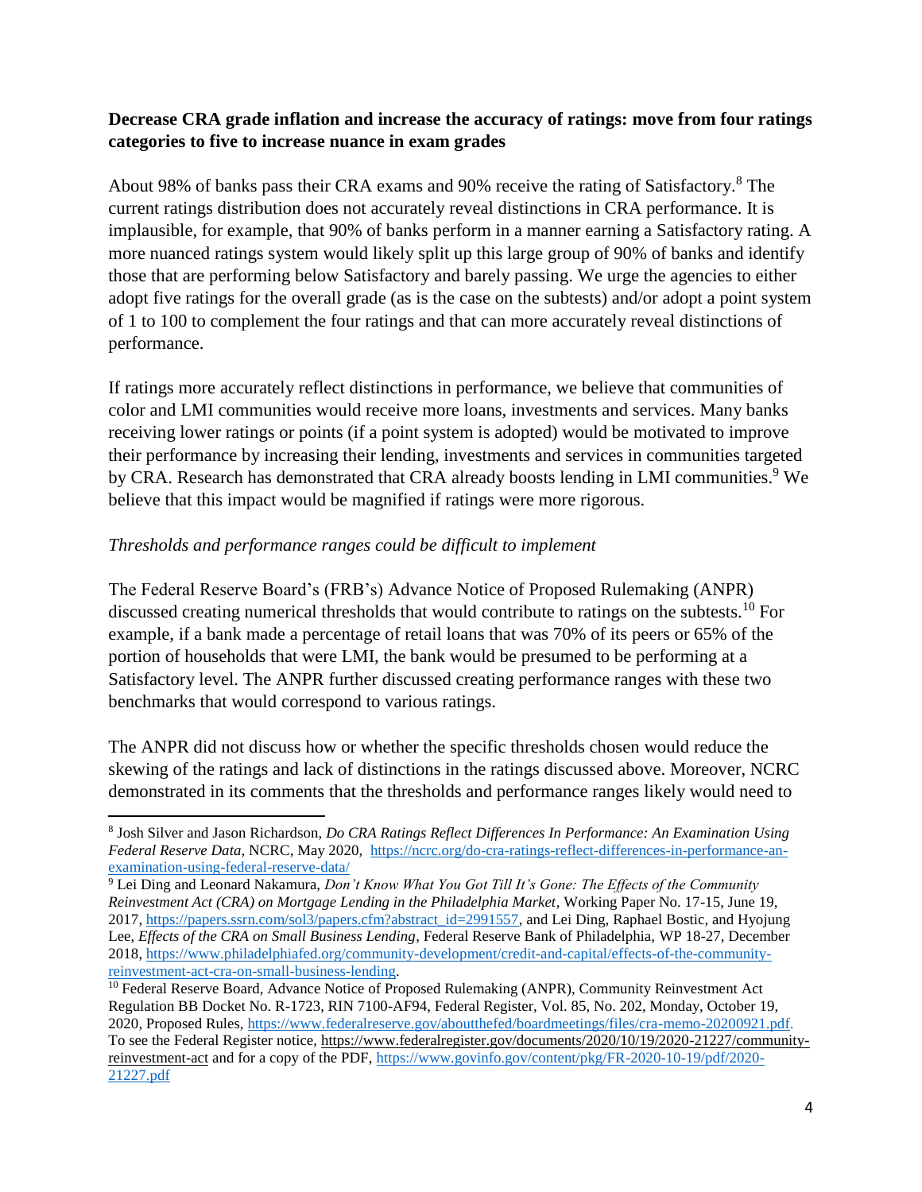**Decrease CRA grade inflation and increase the accuracy of ratings: move from four ratings categories to five to increase nuance in exam grades**

About 98% of banks pass their CRA exams and 90% receive the rating of Satisfactory.[8] The current ratings distribution does not accurately reveal distinctions in CRA performance. It is implausible, for example, that 90% of banks perform in a manner earning a Satisfactory rating. A more nuanced ratings system would likely split up this large group of 90% of banks and identify those that are performing below Satisfactory and barely passing. We urge the agencies to either adopt five ratings for the overall grade (as is the case on the subtests) and/or adopt a point system of 1 to 100 to complement the four ratings and that can more accurately reveal distinctions of performance.

If ratings more accurately reflect distinctions in performance, we believe that communities of color and LMI communities would receive more loans, investments and services. Many banks receiving lower ratings or points (if a point system is adopted) would be motivated to improve their performance by increasing their lending, investments and services in communities targeted by CRA. Research has demonstrated that CRA already boosts lending in LMI communities.[9] We believe that this impact would be magnified if ratings were more rigorous.

*Thresholds and performance ranges could be difficult to implement*

The Federal Reserve Board's (FRB's) Advance Notice of Proposed Rulemaking (ANPR) discussed creating numerical thresholds that would contribute to ratings on the subtests.[10] For example, if a bank made a percentage of retail loans that was 70% of its peers or 65% of the portion of households that were LMI, the bank would be presumed to be performing at a Satisfactory level. The ANPR further discussed creating performance ranges with these two benchmarks that would correspond to various ratings.

The ANPR did not discuss how or whether the specific thresholds chosen would reduce the skewing of the ratings and lack of distinctions in the ratings discussed above. Moreover, NCRC demonstrated in its comments that the thresholds and performance ranges likely would need to

---

[8] Josh Silver and Jason Richardson, *Do CRA Ratings Reflect Differences In Performance: An Examination Using Federal Reserve Data*, NCRC, May 2020, https://ncrc.org/do-cra-ratings-reflect-differences-in-performance-an-examination-using-federal-reserve-data/

[9] Lei Ding and Leonard Nakamura, *Don't Know What You Got Till It's Gone: The Effects of the Community Reinvestment Act (CRA) on Mortgage Lending in the Philadelphia Market*, Working Paper No. 17-15, June 19, 2017, https://papers.ssrn.com/sol3/papers.cfm?abstract_id=2991557, and Lei Ding, Raphael Bostic, and Hyojung Lee, *Effects of the CRA on Small Business Lending*, Federal Reserve Bank of Philadelphia, WP 18-27, December 2018, https://www.philadelphiafed.org/community-development/credit-and-capital/effects-of-the-community-reinvestment-act-cra-on-small-business-lending.

[10] Federal Reserve Board, Advance Notice of Proposed Rulemaking (ANPR), Community Reinvestment Act Regulation BB Docket No. R-1723, RIN 7100-AF94, Federal Register, Vol. 85, No. 202, Monday, October 19, 2020, Proposed Rules, https://www.federalreserve.gov/aboutthefed/boardmeetings/files/cra-memo-20200921.pdf. To see the Federal Register notice, https://www.federalregister.gov/documents/2020/10/19/2020-21227/community-reinvestment-act and for a copy of the PDF, https://www.govinfo.gov/content/pkg/FR-2020-10-19/pdf/2020-21227.pdf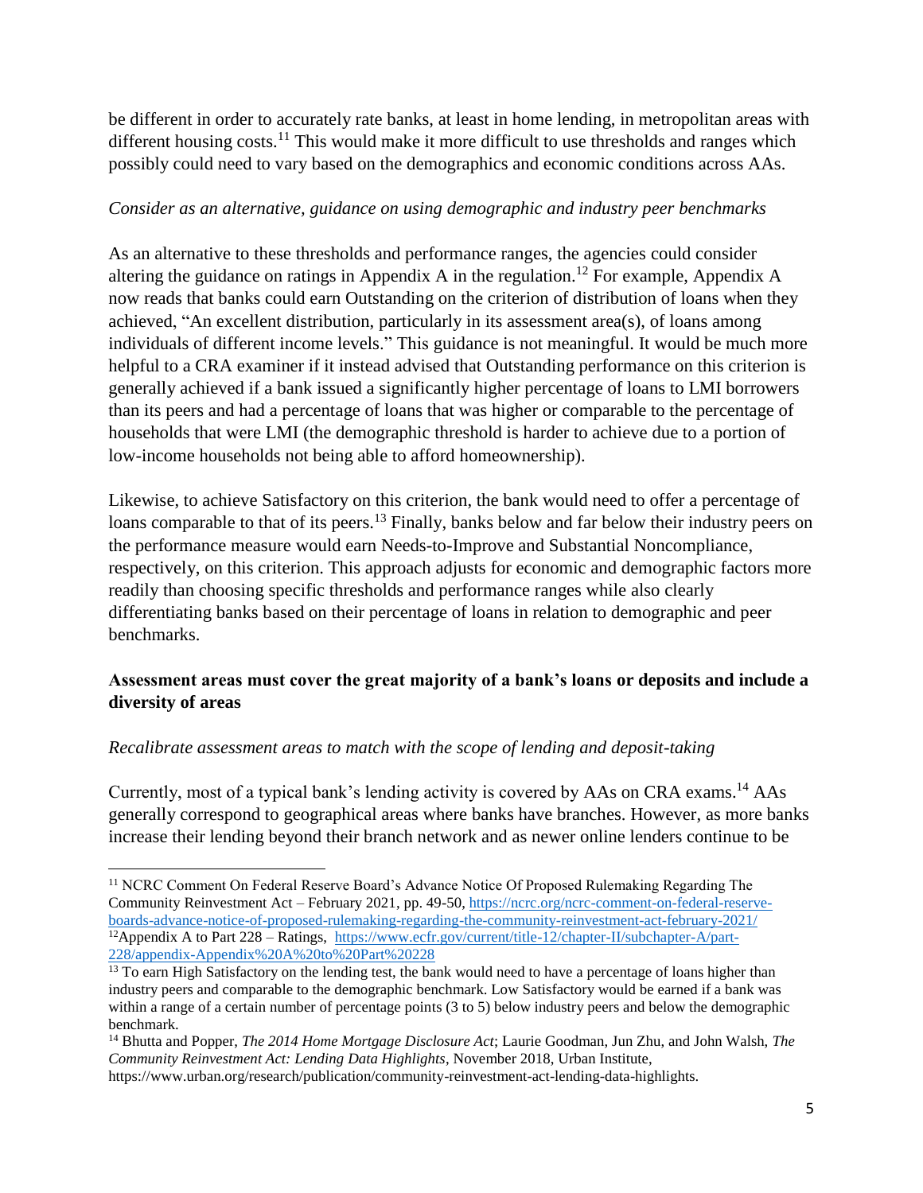be different in order to accurately rate banks, at least in home lending, in metropolitan areas with different housing costs.[11] This would make it more difficult to use thresholds and ranges which possibly could need to vary based on the demographics and economic conditions across AAs.

*Consider as an alternative, guidance on using demographic and industry peer benchmarks*

As an alternative to these thresholds and performance ranges, the agencies could consider altering the guidance on ratings in Appendix A in the regulation.[12] For example, Appendix A now reads that banks could earn Outstanding on the criterion of distribution of loans when they achieved, "An excellent distribution, particularly in its assessment area(s), of loans among individuals of different income levels." This guidance is not meaningful. It would be much more helpful to a CRA examiner if it instead advised that Outstanding performance on this criterion is generally achieved if a bank issued a significantly higher percentage of loans to LMI borrowers than its peers and had a percentage of loans that was higher or comparable to the percentage of households that were LMI (the demographic threshold is harder to achieve due to a portion of low-income households not being able to afford homeownership).

Likewise, to achieve Satisfactory on this criterion, the bank would need to offer a percentage of loans comparable to that of its peers.[13] Finally, banks below and far below their industry peers on the performance measure would earn Needs-to-Improve and Substantial Noncompliance, respectively, on this criterion. This approach adjusts for economic and demographic factors more readily than choosing specific thresholds and performance ranges while also clearly differentiating banks based on their percentage of loans in relation to demographic and peer benchmarks.

**Assessment areas must cover the great majority of a bank's loans or deposits and include a diversity of areas**

*Recalibrate assessment areas to match with the scope of lending and deposit-taking*

Currently, most of a typical bank's lending activity is covered by AAs on CRA exams.[14] AAs generally correspond to geographical areas where banks have branches. However, as more banks increase their lending beyond their branch network and as newer online lenders continue to be

---

[11] NCRC Comment On Federal Reserve Board's Advance Notice Of Proposed Rulemaking Regarding The Community Reinvestment Act – February 2021, pp. 49-50, https://ncrc.org/ncrc-comment-on-federal-reserve-boards-advance-notice-of-proposed-rulemaking-regarding-the-community-reinvestment-act-february-2021/

[12] Appendix A to Part 228 – Ratings, https://www.ecfr.gov/current/title-12/chapter-II/subchapter-A/part-228/appendix-Appendix%20A%20to%20Part%20228

[13] To earn High Satisfactory on the lending test, the bank would need to have a percentage of loans higher than industry peers and comparable to the demographic benchmark. Low Satisfactory would be earned if a bank was within a range of a certain number of percentage points (3 to 5) below industry peers and below the demographic benchmark.

[14] Bhutta and Popper, *The 2014 Home Mortgage Disclosure Act*; Laurie Goodman, Jun Zhu, and John Walsh, *The Community Reinvestment Act: Lending Data Highlights*, November 2018, Urban Institute, https://www.urban.org/research/publication/community-reinvestment-act-lending-data-highlights.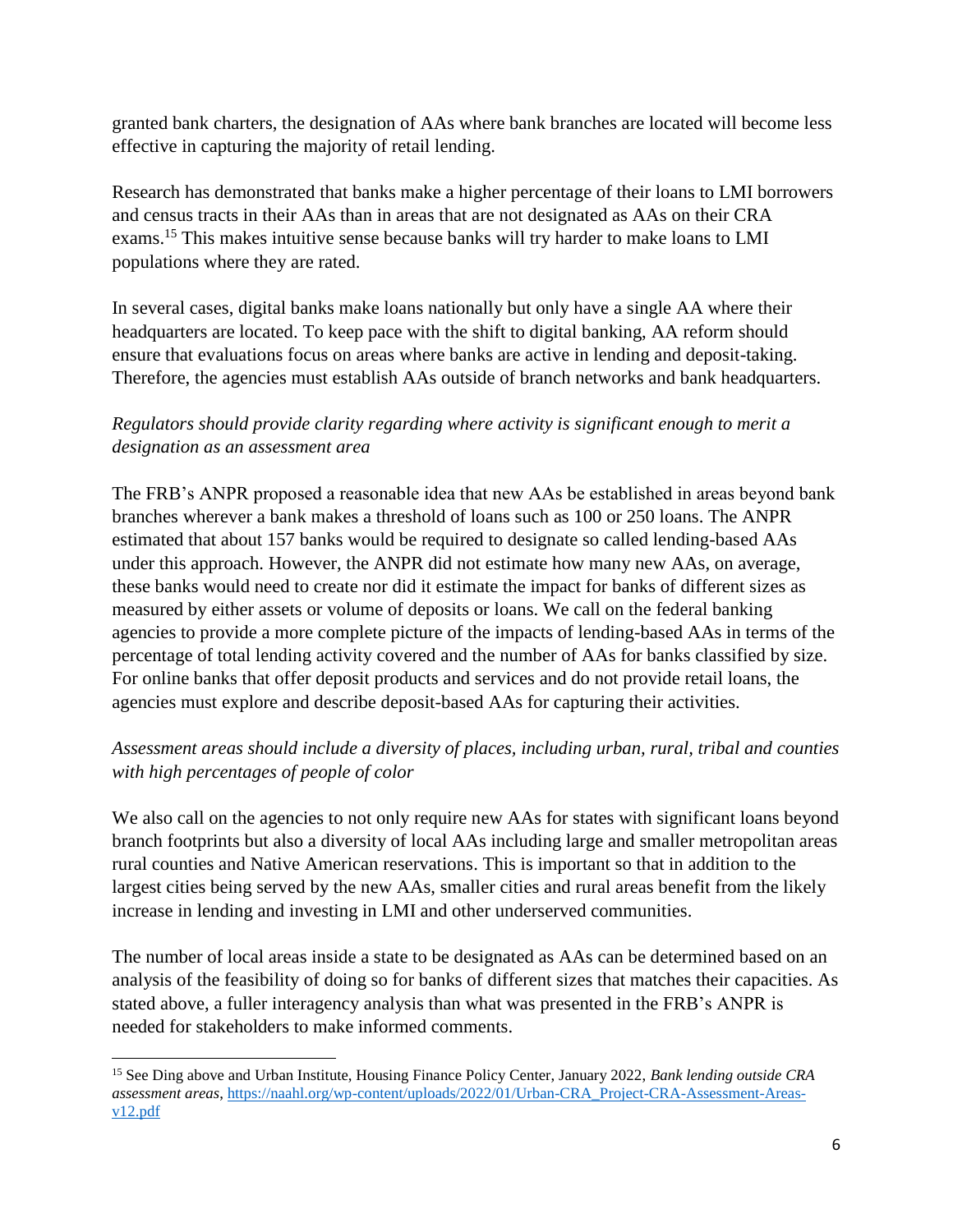granted bank charters, the designation of AAs where bank branches are located will become less effective in capturing the majority of retail lending.

Research has demonstrated that banks make a higher percentage of their loans to LMI borrowers and census tracts in their AAs than in areas that are not designated as AAs on their CRA exams.[15] This makes intuitive sense because banks will try harder to make loans to LMI populations where they are rated.

In several cases, digital banks make loans nationally but only have a single AA where their headquarters are located. To keep pace with the shift to digital banking, AA reform should ensure that evaluations focus on areas where banks are active in lending and deposit-taking. Therefore, the agencies must establish AAs outside of branch networks and bank headquarters.

*Regulators should provide clarity regarding where activity is significant enough to merit a designation as an assessment area*

The FRB's ANPR proposed a reasonable idea that new AAs be established in areas beyond bank branches wherever a bank makes a threshold of loans such as 100 or 250 loans. The ANPR estimated that about 157 banks would be required to designate so called lending-based AAs under this approach. However, the ANPR did not estimate how many new AAs, on average, these banks would need to create nor did it estimate the impact for banks of different sizes as measured by either assets or volume of deposits or loans. We call on the federal banking agencies to provide a more complete picture of the impacts of lending-based AAs in terms of the percentage of total lending activity covered and the number of AAs for banks classified by size. For online banks that offer deposit products and services and do not provide retail loans, the agencies must explore and describe deposit-based AAs for capturing their activities.

*Assessment areas should include a diversity of places, including urban, rural, tribal and counties with high percentages of people of color*

We also call on the agencies to not only require new AAs for states with significant loans beyond branch footprints but also a diversity of local AAs including large and smaller metropolitan areas rural counties and Native American reservations. This is important so that in addition to the largest cities being served by the new AAs, smaller cities and rural areas benefit from the likely increase in lending and investing in LMI and other underserved communities.

The number of local areas inside a state to be designated as AAs can be determined based on an analysis of the feasibility of doing so for banks of different sizes that matches their capacities. As stated above, a fuller interagency analysis than what was presented in the FRB's ANPR is needed for stakeholders to make informed comments.

---

[15] See Ding above and Urban Institute, Housing Finance Policy Center, January 2022, *Bank lending outside CRA assessment areas*, https://naahl.org/wp-content/uploads/2022/01/Urban-CRA_Project-CRA-Assessment-Areas-v12.pdf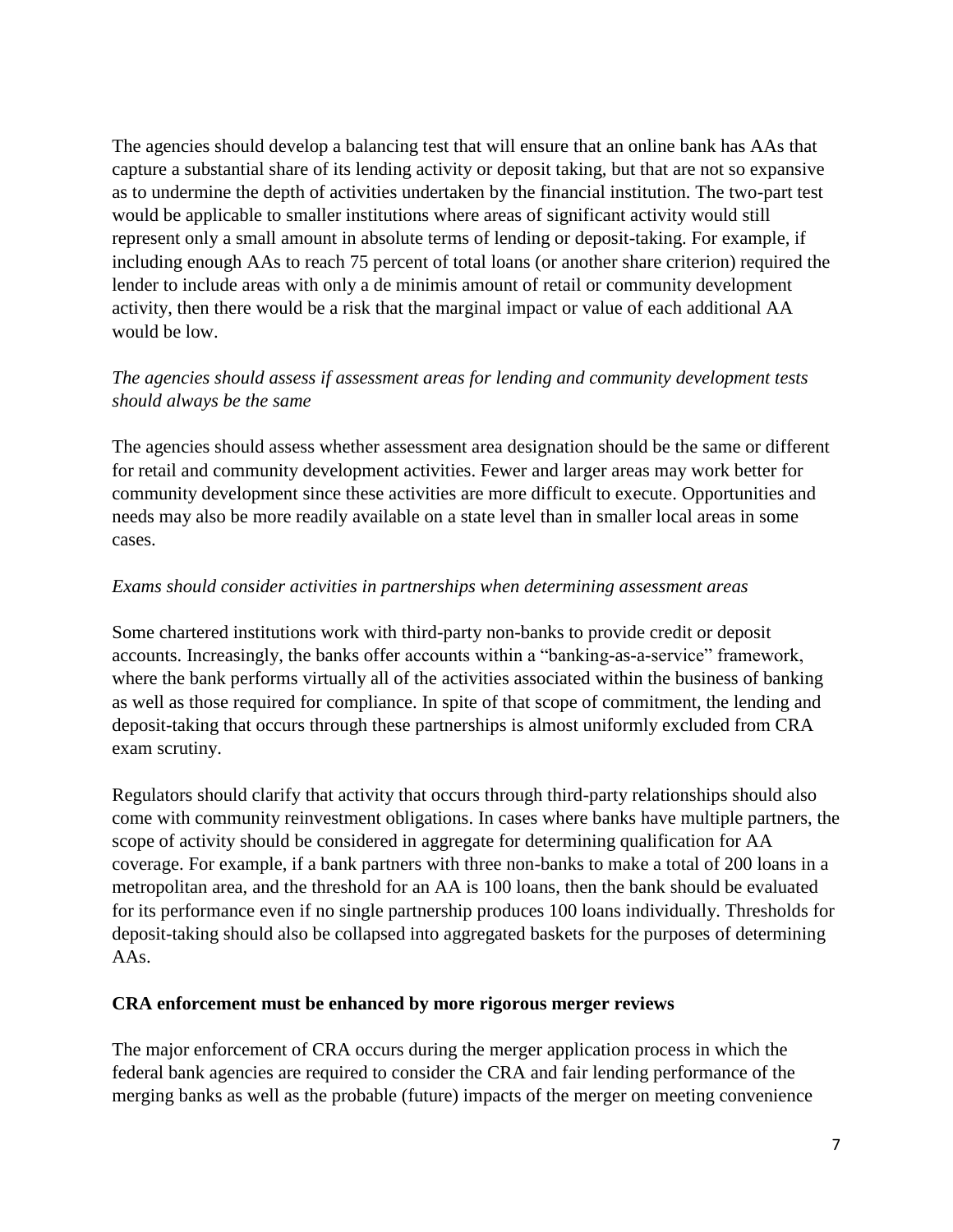The agencies should develop a balancing test that will ensure that an online bank has AAs that capture a substantial share of its lending activity or deposit taking, but that are not so expansive as to undermine the depth of activities undertaken by the financial institution. The two-part test would be applicable to smaller institutions where areas of significant activity would still represent only a small amount in absolute terms of lending or deposit-taking. For example, if including enough AAs to reach 75 percent of total loans (or another share criterion) required the lender to include areas with only a de minimis amount of retail or community development activity, then there would be a risk that the marginal impact or value of each additional AA would be low.

*The agencies should assess if assessment areas for lending and community development tests should always be the same*

The agencies should assess whether assessment area designation should be the same or different for retail and community development activities. Fewer and larger areas may work better for community development since these activities are more difficult to execute. Opportunities and needs may also be more readily available on a state level than in smaller local areas in some cases.

*Exams should consider activities in partnerships when determining assessment areas*

Some chartered institutions work with third-party non-banks to provide credit or deposit accounts. Increasingly, the banks offer accounts within a "banking-as-a-service" framework, where the bank performs virtually all of the activities associated within the business of banking as well as those required for compliance. In spite of that scope of commitment, the lending and deposit-taking that occurs through these partnerships is almost uniformly excluded from CRA exam scrutiny.

Regulators should clarify that activity that occurs through third-party relationships should also come with community reinvestment obligations. In cases where banks have multiple partners, the scope of activity should be considered in aggregate for determining qualification for AA coverage. For example, if a bank partners with three non-banks to make a total of 200 loans in a metropolitan area, and the threshold for an AA is 100 loans, then the bank should be evaluated for its performance even if no single partnership produces 100 loans individually. Thresholds for deposit-taking should also be collapsed into aggregated baskets for the purposes of determining AAs.

**CRA enforcement must be enhanced by more rigorous merger reviews**

The major enforcement of CRA occurs during the merger application process in which the federal bank agencies are required to consider the CRA and fair lending performance of the merging banks as well as the probable (future) impacts of the merger on meeting convenience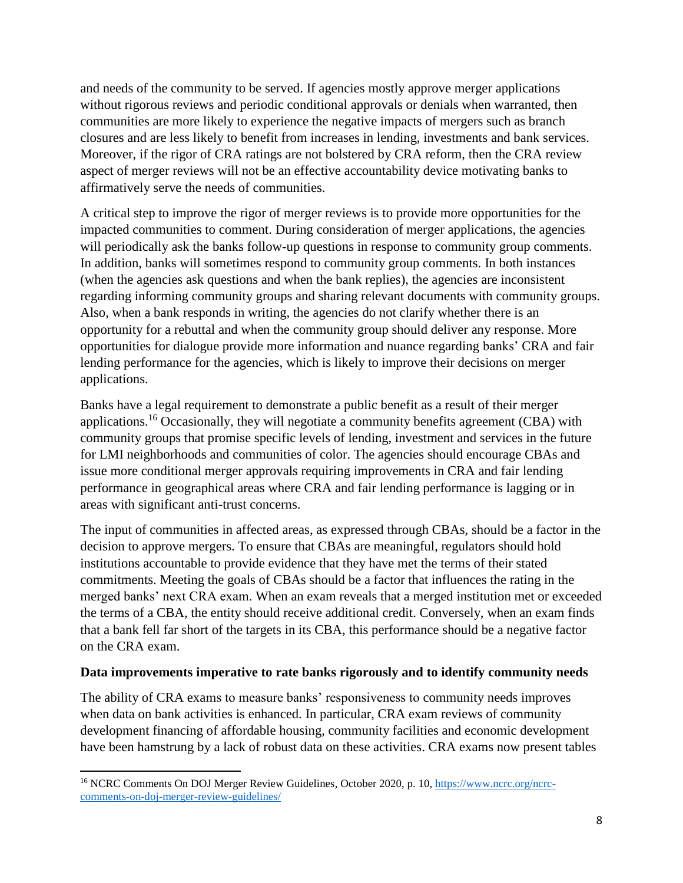and needs of the community to be served. If agencies mostly approve merger applications without rigorous reviews and periodic conditional approvals or denials when warranted, then communities are more likely to experience the negative impacts of mergers such as branch closures and are less likely to benefit from increases in lending, investments and bank services. Moreover, if the rigor of CRA ratings are not bolstered by CRA reform, then the CRA review aspect of merger reviews will not be an effective accountability device motivating banks to affirmatively serve the needs of communities.

A critical step to improve the rigor of merger reviews is to provide more opportunities for the impacted communities to comment. During consideration of merger applications, the agencies will periodically ask the banks follow-up questions in response to community group comments. In addition, banks will sometimes respond to community group comments. In both instances (when the agencies ask questions and when the bank replies), the agencies are inconsistent regarding informing community groups and sharing relevant documents with community groups. Also, when a bank responds in writing, the agencies do not clarify whether there is an opportunity for a rebuttal and when the community group should deliver any response. More opportunities for dialogue provide more information and nuance regarding banks' CRA and fair lending performance for the agencies, which is likely to improve their decisions on merger applications.

Banks have a legal requirement to demonstrate a public benefit as a result of their merger applications.[16] Occasionally, they will negotiate a community benefits agreement (CBA) with community groups that promise specific levels of lending, investment and services in the future for LMI neighborhoods and communities of color. The agencies should encourage CBAs and issue more conditional merger approvals requiring improvements in CRA and fair lending performance in geographical areas where CRA and fair lending performance is lagging or in areas with significant anti-trust concerns.

The input of communities in affected areas, as expressed through CBAs, should be a factor in the decision to approve mergers. To ensure that CBAs are meaningful, regulators should hold institutions accountable to provide evidence that they have met the terms of their stated commitments. Meeting the goals of CBAs should be a factor that influences the rating in the merged banks' next CRA exam. When an exam reveals that a merged institution met or exceeded the terms of a CBA, the entity should receive additional credit. Conversely, when an exam finds that a bank fell far short of the targets in its CBA, this performance should be a negative factor on the CRA exam.

**Data improvements imperative to rate banks rigorously and to identify community needs**

The ability of CRA exams to measure banks' responsiveness to community needs improves when data on bank activities is enhanced. In particular, CRA exam reviews of community development financing of affordable housing, community facilities and economic development have been hamstrung by a lack of robust data on these activities. CRA exams now present tables

---

[16] NCRC Comments On DOJ Merger Review Guidelines, October 2020, p. 10, https://www.ncrc.org/ncrc-comments-on-doj-merger-review-guidelines/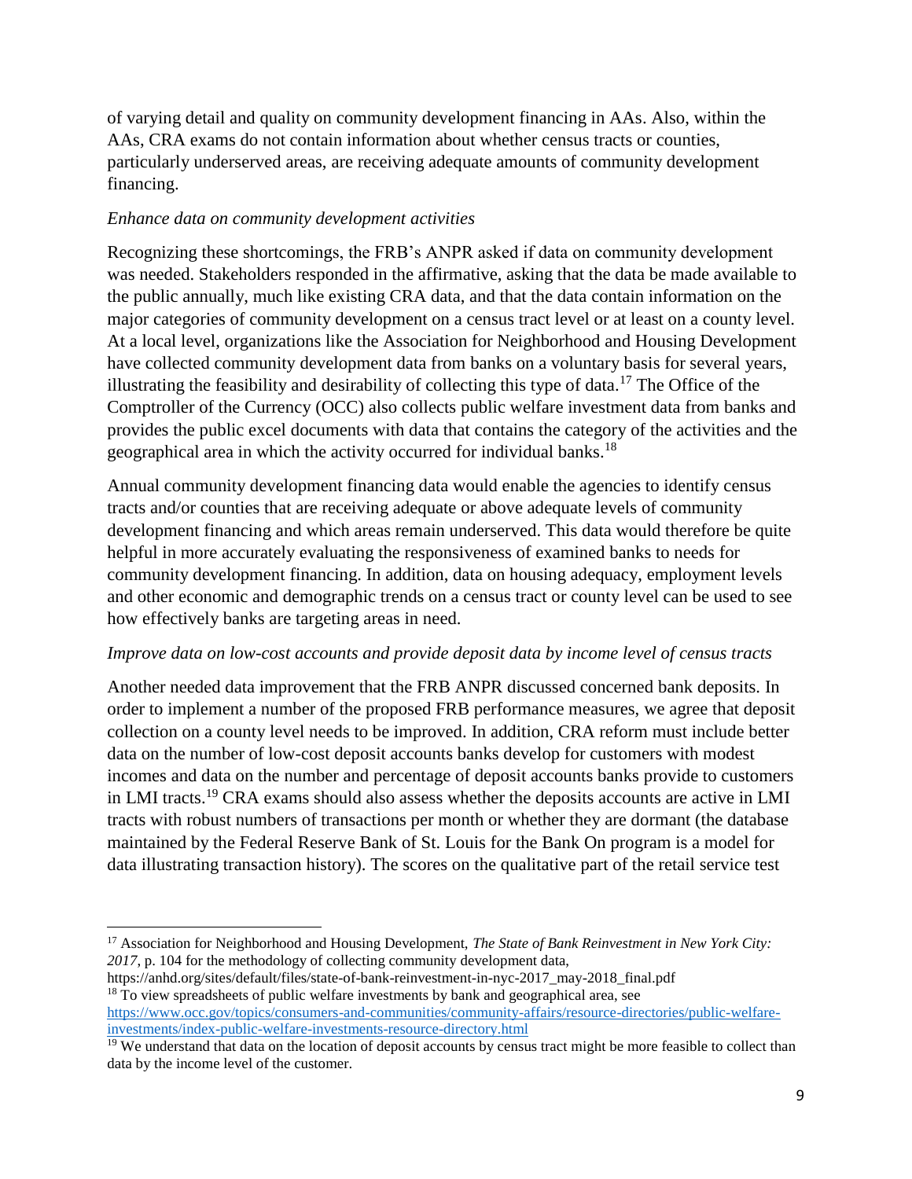of varying detail and quality on community development financing in AAs. Also, within the AAs, CRA exams do not contain information about whether census tracts or counties, particularly underserved areas, are receiving adequate amounts of community development financing.

*Enhance data on community development activities*

Recognizing these shortcomings, the FRB's ANPR asked if data on community development was needed. Stakeholders responded in the affirmative, asking that the data be made available to the public annually, much like existing CRA data, and that the data contain information on the major categories of community development on a census tract level or at least on a county level. At a local level, organizations like the Association for Neighborhood and Housing Development have collected community development data from banks on a voluntary basis for several years, illustrating the feasibility and desirability of collecting this type of data.[17] The Office of the Comptroller of the Currency (OCC) also collects public welfare investment data from banks and provides the public excel documents with data that contains the category of the activities and the geographical area in which the activity occurred for individual banks.[18]

Annual community development financing data would enable the agencies to identify census tracts and/or counties that are receiving adequate or above adequate levels of community development financing and which areas remain underserved. This data would therefore be quite helpful in more accurately evaluating the responsiveness of examined banks to needs for community development financing. In addition, data on housing adequacy, employment levels and other economic and demographic trends on a census tract or county level can be used to see how effectively banks are targeting areas in need.

*Improve data on low-cost accounts and provide deposit data by income level of census tracts*

Another needed data improvement that the FRB ANPR discussed concerned bank deposits. In order to implement a number of the proposed FRB performance measures, we agree that deposit collection on a county level needs to be improved. In addition, CRA reform must include better data on the number of low-cost deposit accounts banks develop for customers with modest incomes and data on the number and percentage of deposit accounts banks provide to customers in LMI tracts.[19] CRA exams should also assess whether the deposits accounts are active in LMI tracts with robust numbers of transactions per month or whether they are dormant (the database maintained by the Federal Reserve Bank of St. Louis for the Bank On program is a model for data illustrating transaction history). The scores on the qualitative part of the retail service test

---

[17] Association for Neighborhood and Housing Development, *The State of Bank Reinvestment in New York City: 2017*, p. 104 for the methodology of collecting community development data, https://anhd.org/sites/default/files/state-of-bank-reinvestment-in-nyc-2017_may-2018_final.pdf

[18] To view spreadsheets of public welfare investments by bank and geographical area, see https://www.occ.gov/topics/consumers-and-communities/community-affairs/resource-directories/public-welfare-investments/index-public-welfare-investments-resource-directory.html

[19] We understand that data on the location of deposit accounts by census tract might be more feasible to collect than data by the income level of the customer.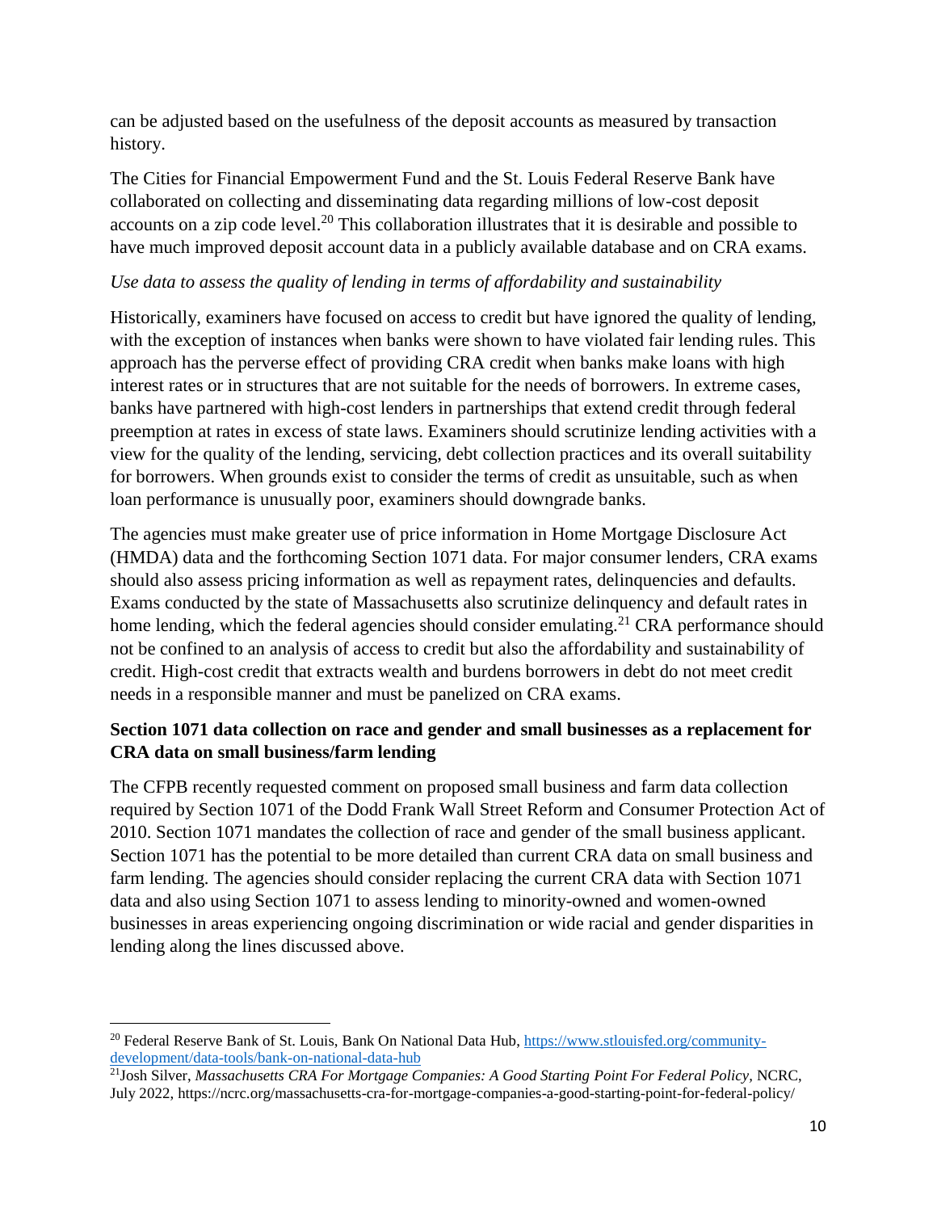can be adjusted based on the usefulness of the deposit accounts as measured by transaction history.

The Cities for Financial Empowerment Fund and the St. Louis Federal Reserve Bank have collaborated on collecting and disseminating data regarding millions of low-cost deposit accounts on a zip code level.[20] This collaboration illustrates that it is desirable and possible to have much improved deposit account data in a publicly available database and on CRA exams.

*Use data to assess the quality of lending in terms of affordability and sustainability*

Historically, examiners have focused on access to credit but have ignored the quality of lending, with the exception of instances when banks were shown to have violated fair lending rules. This approach has the perverse effect of providing CRA credit when banks make loans with high interest rates or in structures that are not suitable for the needs of borrowers. In extreme cases, banks have partnered with high-cost lenders in partnerships that extend credit through federal preemption at rates in excess of state laws. Examiners should scrutinize lending activities with a view for the quality of the lending, servicing, debt collection practices and its overall suitability for borrowers. When grounds exist to consider the terms of credit as unsuitable, such as when loan performance is unusually poor, examiners should downgrade banks.

The agencies must make greater use of price information in Home Mortgage Disclosure Act (HMDA) data and the forthcoming Section 1071 data. For major consumer lenders, CRA exams should also assess pricing information as well as repayment rates, delinquencies and defaults. Exams conducted by the state of Massachusetts also scrutinize delinquency and default rates in home lending, which the federal agencies should consider emulating.[21] CRA performance should not be confined to an analysis of access to credit but also the affordability and sustainability of credit. High-cost credit that extracts wealth and burdens borrowers in debt do not meet credit needs in a responsible manner and must be panelized on CRA exams.

**Section 1071 data collection on race and gender and small businesses as a replacement for CRA data on small business/farm lending**

The CFPB recently requested comment on proposed small business and farm data collection required by Section 1071 of the Dodd Frank Wall Street Reform and Consumer Protection Act of 2010. Section 1071 mandates the collection of race and gender of the small business applicant. Section 1071 has the potential to be more detailed than current CRA data on small business and farm lending. The agencies should consider replacing the current CRA data with Section 1071 data and also using Section 1071 to assess lending to minority-owned and women-owned businesses in areas experiencing ongoing discrimination or wide racial and gender disparities in lending along the lines discussed above.

---

[20] Federal Reserve Bank of St. Louis, Bank On National Data Hub, https://www.stlouisfed.org/community-development/data-tools/bank-on-national-data-hub

[21] Josh Silver, *Massachusetts CRA For Mortgage Companies: A Good Starting Point For Federal Policy*, NCRC, July 2022, https://ncrc.org/massachusetts-cra-for-mortgage-companies-a-good-starting-point-for-federal-policy/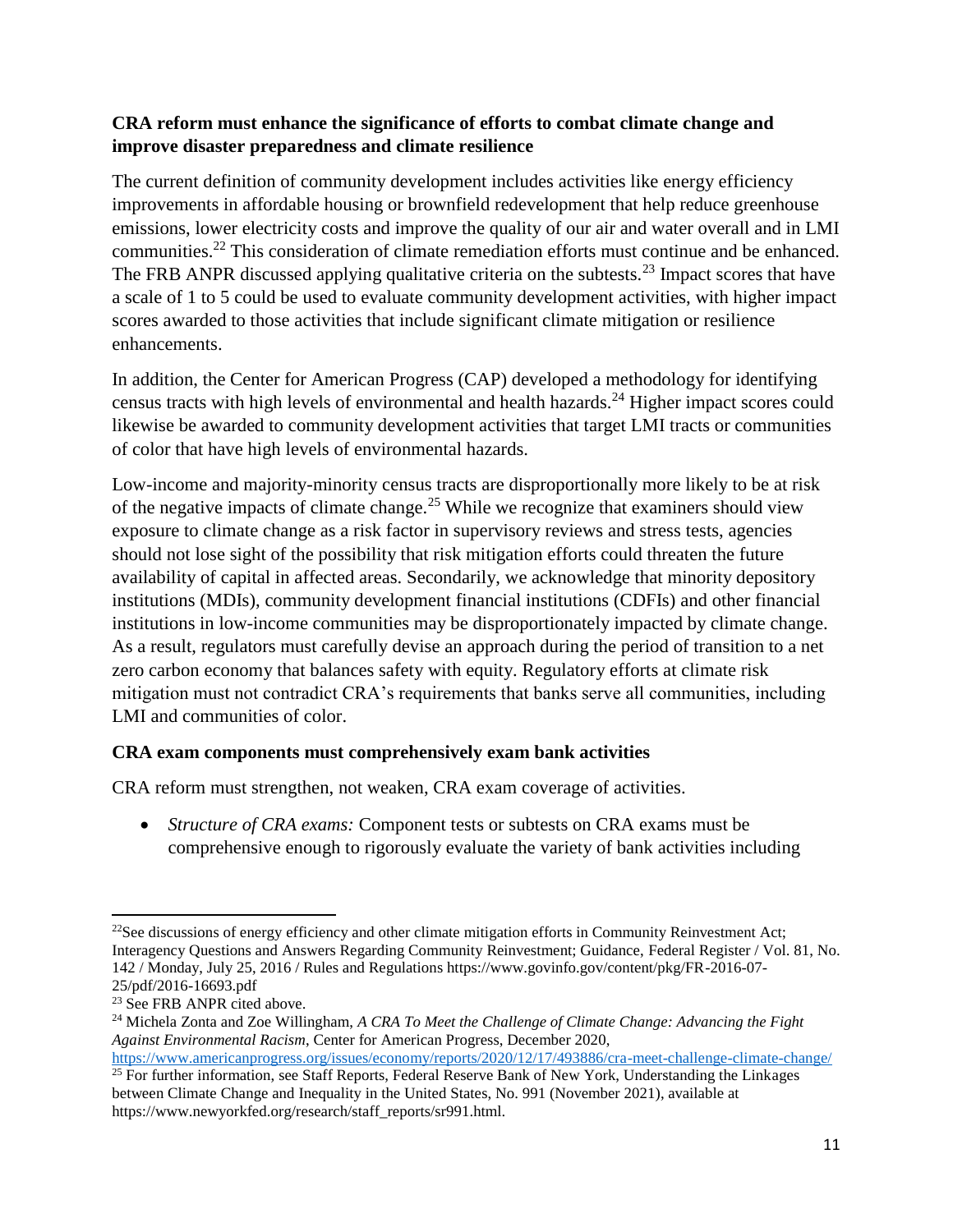**CRA reform must enhance the significance of efforts to combat climate change and improve disaster preparedness and climate resilience**

The current definition of community development includes activities like energy efficiency improvements in affordable housing or brownfield redevelopment that help reduce greenhouse emissions, lower electricity costs and improve the quality of our air and water overall and in LMI communities.[22] This consideration of climate remediation efforts must continue and be enhanced. The FRB ANPR discussed applying qualitative criteria on the subtests.[23] Impact scores that have a scale of 1 to 5 could be used to evaluate community development activities, with higher impact scores awarded to those activities that include significant climate mitigation or resilience enhancements.

In addition, the Center for American Progress (CAP) developed a methodology for identifying census tracts with high levels of environmental and health hazards.[24] Higher impact scores could likewise be awarded to community development activities that target LMI tracts or communities of color that have high levels of environmental hazards.

Low-income and majority-minority census tracts are disproportionally more likely to be at risk of the negative impacts of climate change.[25] While we recognize that examiners should view exposure to climate change as a risk factor in supervisory reviews and stress tests, agencies should not lose sight of the possibility that risk mitigation efforts could threaten the future availability of capital in affected areas. Secondarily, we acknowledge that minority depository institutions (MDIs), community development financial institutions (CDFIs) and other financial institutions in low-income communities may be disproportionately impacted by climate change. As a result, regulators must carefully devise an approach during the period of transition to a net zero carbon economy that balances safety with equity. Regulatory efforts at climate risk mitigation must not contradict CRA's requirements that banks serve all communities, including LMI and communities of color.

**CRA exam components must comprehensively exam bank activities**

CRA reform must strengthen, not weaken, CRA exam coverage of activities.

- *Structure of CRA exams:* Component tests or subtests on CRA exams must be comprehensive enough to rigorously evaluate the variety of bank activities including

---

[22] See discussions of energy efficiency and other climate mitigation efforts in Community Reinvestment Act; Interagency Questions and Answers Regarding Community Reinvestment; Guidance, Federal Register / Vol. 81, No. 142 / Monday, July 25, 2016 / Rules and Regulations https://www.govinfo.gov/content/pkg/FR-2016-07-25/pdf/2016-16693.pdf

[23] See FRB ANPR cited above.

[24] Michela Zonta and Zoe Willingham, *A CRA To Meet the Challenge of Climate Change: Advancing the Fight Against Environmental Racism*, Center for American Progress, December 2020, https://www.americanprogress.org/issues/economy/reports/2020/12/17/493886/cra-meet-challenge-climate-change/

[25] For further information, see Staff Reports, Federal Reserve Bank of New York, Understanding the Linkages between Climate Change and Inequality in the United States, No. 991 (November 2021), available at https://www.newyorkfed.org/research/staff_reports/sr991.html.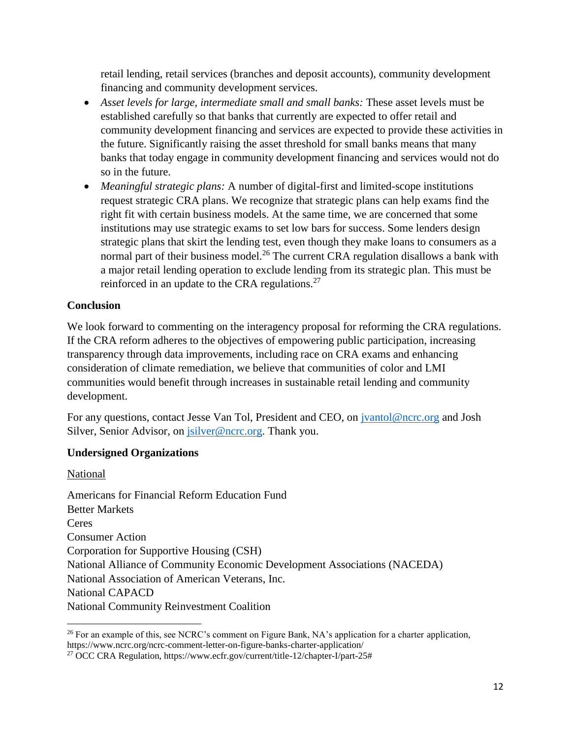retail lending, retail services (branches and deposit accounts), community development financing and community development services.

- *Asset levels for large, intermediate small and small banks:* These asset levels must be established carefully so that banks that currently are expected to offer retail and community development financing and services are expected to provide these activities in the future. Significantly raising the asset threshold for small banks means that many banks that today engage in community development financing and services would not do so in the future.
- *Meaningful strategic plans:* A number of digital-first and limited-scope institutions request strategic CRA plans. We recognize that strategic plans can help exams find the right fit with certain business models. At the same time, we are concerned that some institutions may use strategic exams to set low bars for success. Some lenders design strategic plans that skirt the lending test, even though they make loans to consumers as a normal part of their business model.[26] The current CRA regulation disallows a bank with a major retail lending operation to exclude lending from its strategic plan. This must be reinforced in an update to the CRA regulations.[27]

**Conclusion**

We look forward to commenting on the interagency proposal for reforming the CRA regulations. If the CRA reform adheres to the objectives of empowering public participation, increasing transparency through data improvements, including race on CRA exams and enhancing consideration of climate remediation, we believe that communities of color and LMI communities would benefit through increases in sustainable retail lending and community development.

For any questions, contact Jesse Van Tol, President and CEO, on [jvantol@ncrc.org](mailto:jvantol@ncrc.org) and Josh Silver, Senior Advisor, on [jsilver@ncrc.org](mailto:jsilver@ncrc.org). Thank you.

**Undersigned Organizations**

National

Americans for Financial Reform Education Fund
Better Markets
Ceres
Consumer Action
Corporation for Supportive Housing (CSH)
National Alliance of Community Economic Development Associations (NACEDA)
National Association of American Veterans, Inc.
National CAPACD
National Community Reinvestment Coalition

---

[26] For an example of this, see NCRC's comment on Figure Bank, NA's application for a charter application, https://www.ncrc.org/ncrc-comment-letter-on-figure-banks-charter-application/

[27] OCC CRA Regulation, https://www.ecfr.gov/current/title-12/chapter-I/part-25#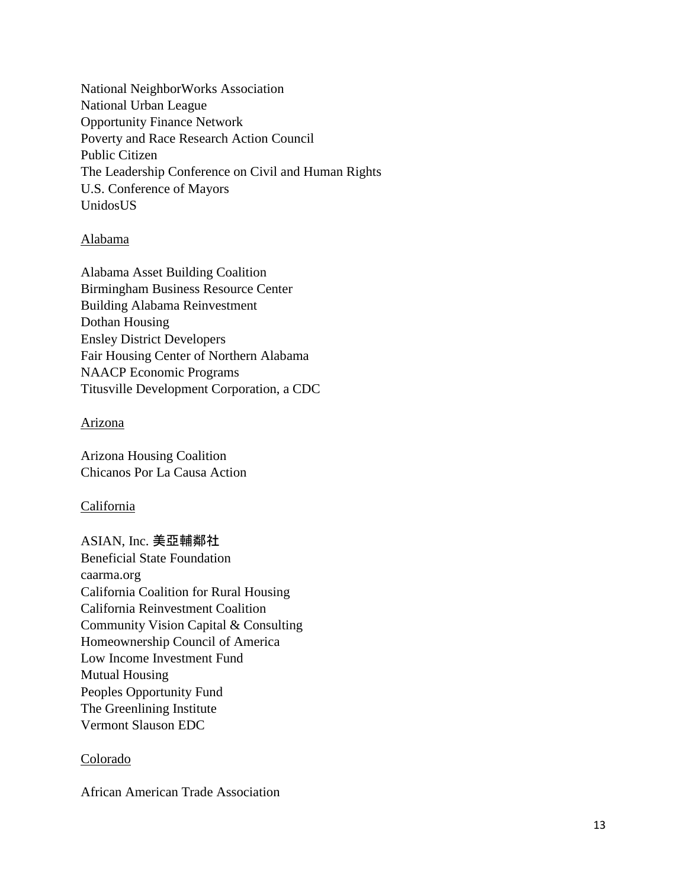National NeighborWorks Association
National Urban League
Opportunity Finance Network
Poverty and Race Research Action Council
Public Citizen
The Leadership Conference on Civil and Human Rights
U.S. Conference of Mayors
UnidosUS

<u>Alabama</u>

Alabama Asset Building Coalition
Birmingham Business Resource Center
Building Alabama Reinvestment
Dothan Housing
Ensley District Developers
Fair Housing Center of Northern Alabama
NAACP Economic Programs
Titusville Development Corporation, a CDC

<u>Arizona</u>

Arizona Housing Coalition
Chicanos Por La Causa Action

<u>California</u>

ASIAN, Inc. 美亞輔鄰社
Beneficial State Foundation
caarma.org
California Coalition for Rural Housing
California Reinvestment Coalition
Community Vision Capital & Consulting
Homeownership Council of America
Low Income Investment Fund
Mutual Housing
Peoples Opportunity Fund
The Greenlining Institute
Vermont Slauson EDC

<u>Colorado</u>

African American Trade Association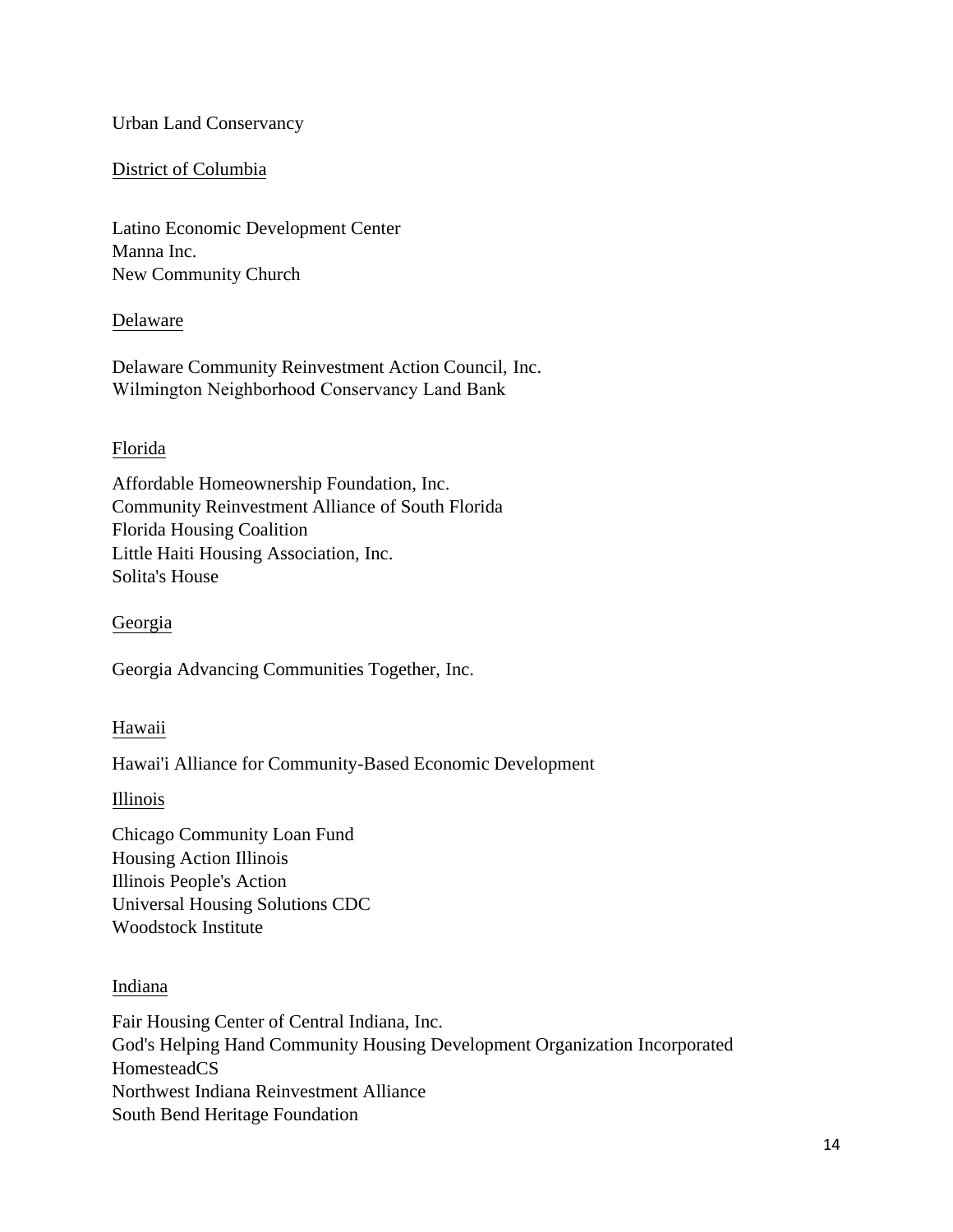Urban Land Conservancy

District of Columbia

Latino Economic Development Center
Manna Inc.
New Community Church

Delaware

Delaware Community Reinvestment Action Council, Inc.
Wilmington Neighborhood Conservancy Land Bank

Florida

Affordable Homeownership Foundation, Inc.
Community Reinvestment Alliance of South Florida
Florida Housing Coalition
Little Haiti Housing Association, Inc.
Solita's House

Georgia

Georgia Advancing Communities Together, Inc.

Hawaii

Hawai'i Alliance for Community-Based Economic Development

Illinois

Chicago Community Loan Fund
Housing Action Illinois
Illinois People's Action
Universal Housing Solutions CDC
Woodstock Institute

Indiana

Fair Housing Center of Central Indiana, Inc.
God's Helping Hand Community Housing Development Organization Incorporated
HomesteadCS
Northwest Indiana Reinvestment Alliance
South Bend Heritage Foundation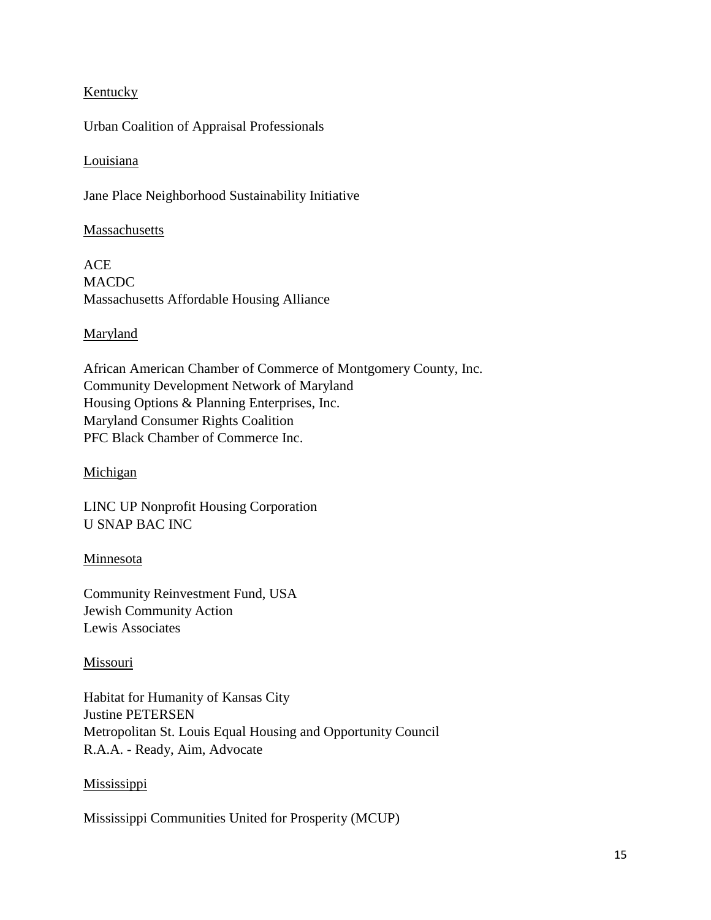<u>Kentucky</u>

Urban Coalition of Appraisal Professionals

<u>Louisiana</u>

Jane Place Neighborhood Sustainability Initiative

<u>Massachusetts</u>

ACE
MACDC
Massachusetts Affordable Housing Alliance

<u>Maryland</u>

African American Chamber of Commerce of Montgomery County, Inc.
Community Development Network of Maryland
Housing Options & Planning Enterprises, Inc.
Maryland Consumer Rights Coalition
PFC Black Chamber of Commerce Inc.

<u>Michigan</u>

LINC UP Nonprofit Housing Corporation
U SNAP BAC INC

<u>Minnesota</u>

Community Reinvestment Fund, USA
Jewish Community Action
Lewis Associates

<u>Missouri</u>

Habitat for Humanity of Kansas City
Justine PETERSEN
Metropolitan St. Louis Equal Housing and Opportunity Council
R.A.A. - Ready, Aim, Advocate

<u>Mississippi</u>

Mississippi Communities United for Prosperity (MCUP)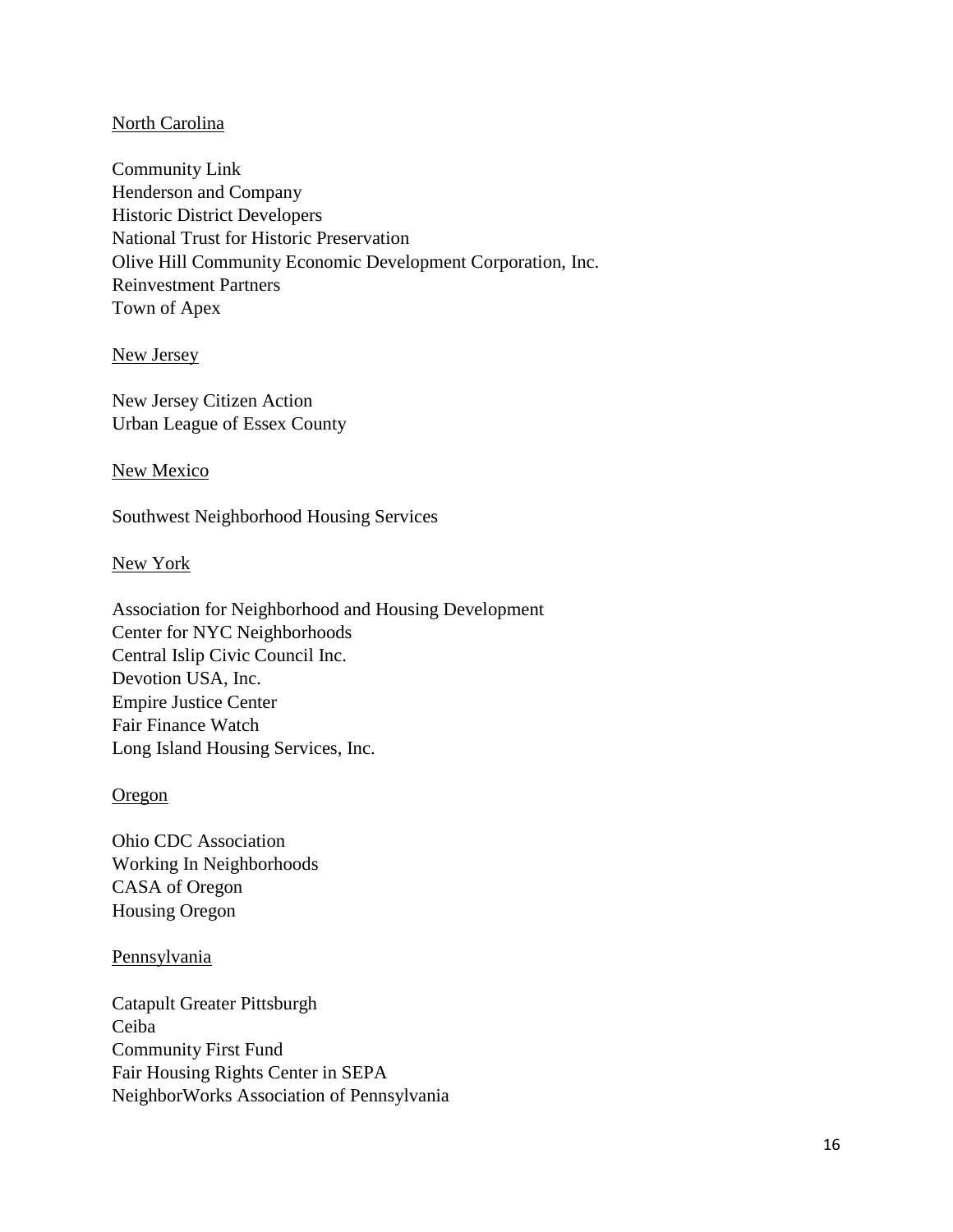<u>North Carolina</u>

Community Link
Henderson and Company
Historic District Developers
National Trust for Historic Preservation
Olive Hill Community Economic Development Corporation, Inc.
Reinvestment Partners
Town of Apex

<u>New Jersey</u>

New Jersey Citizen Action
Urban League of Essex County

<u>New Mexico</u>

Southwest Neighborhood Housing Services

<u>New York</u>

Association for Neighborhood and Housing Development
Center for NYC Neighborhoods
Central Islip Civic Council Inc.
Devotion USA, Inc.
Empire Justice Center
Fair Finance Watch
Long Island Housing Services, Inc.

<u>Oregon</u>

Ohio CDC Association
Working In Neighborhoods
CASA of Oregon
Housing Oregon

<u>Pennsylvania</u>

Catapult Greater Pittsburgh
Ceiba
Community First Fund
Fair Housing Rights Center in SEPA
NeighborWorks Association of Pennsylvania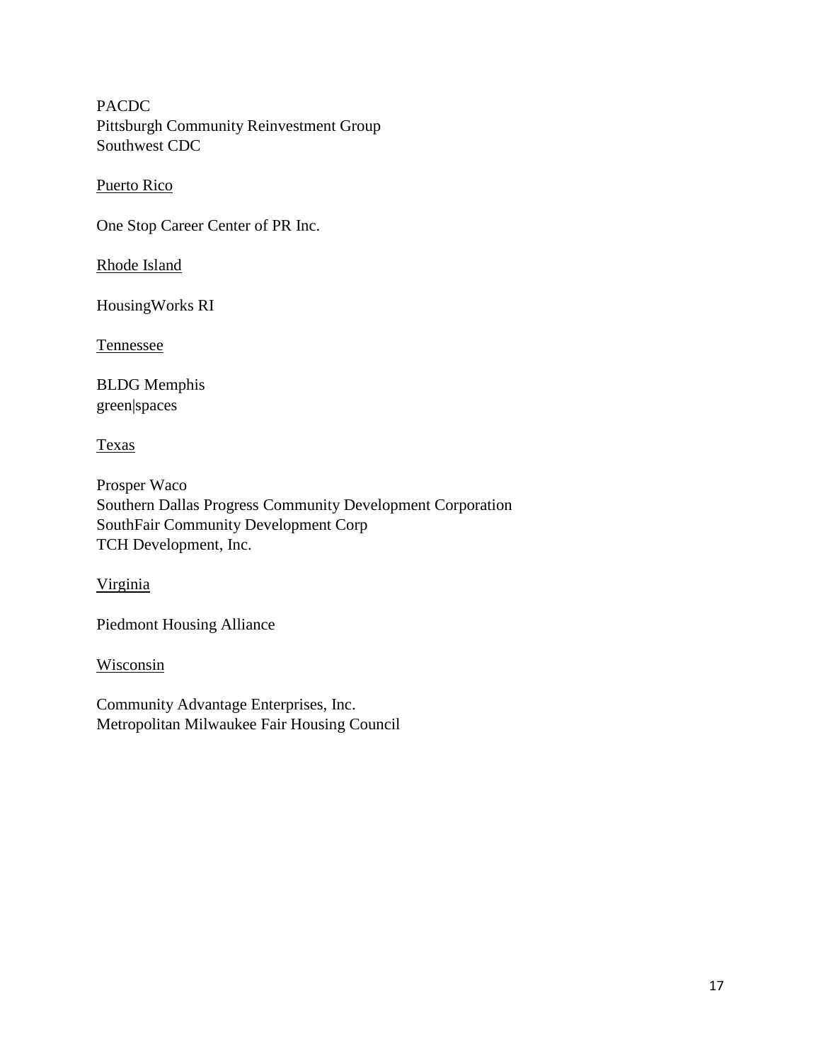PACDC
Pittsburgh Community Reinvestment Group
Southwest CDC

<u>Puerto Rico</u>

One Stop Career Center of PR Inc.

<u>Rhode Island</u>

HousingWorks RI

<u>Tennessee</u>

BLDG Memphis
green|spaces

<u>Texas</u>

Prosper Waco
Southern Dallas Progress Community Development Corporation
SouthFair Community Development Corp
TCH Development, Inc.

<u>Virginia</u>

Piedmont Housing Alliance

<u>Wisconsin</u>

Community Advantage Enterprises, Inc.
Metropolitan Milwaukee Fair Housing Council